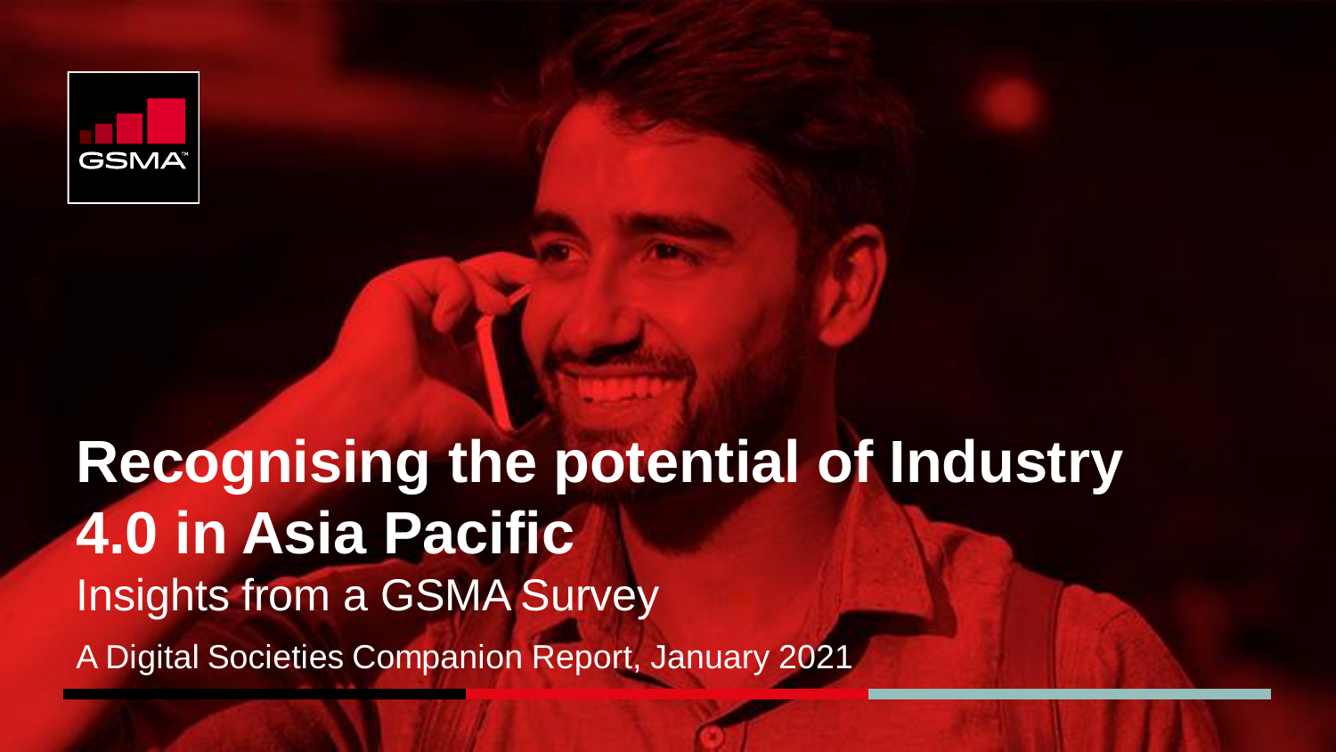GSMA

# Recognising the potential of Industry 4.0 in Asia Pacific

## Insights from a GSMA Survey

A Digital Societies Companion Report, January 2021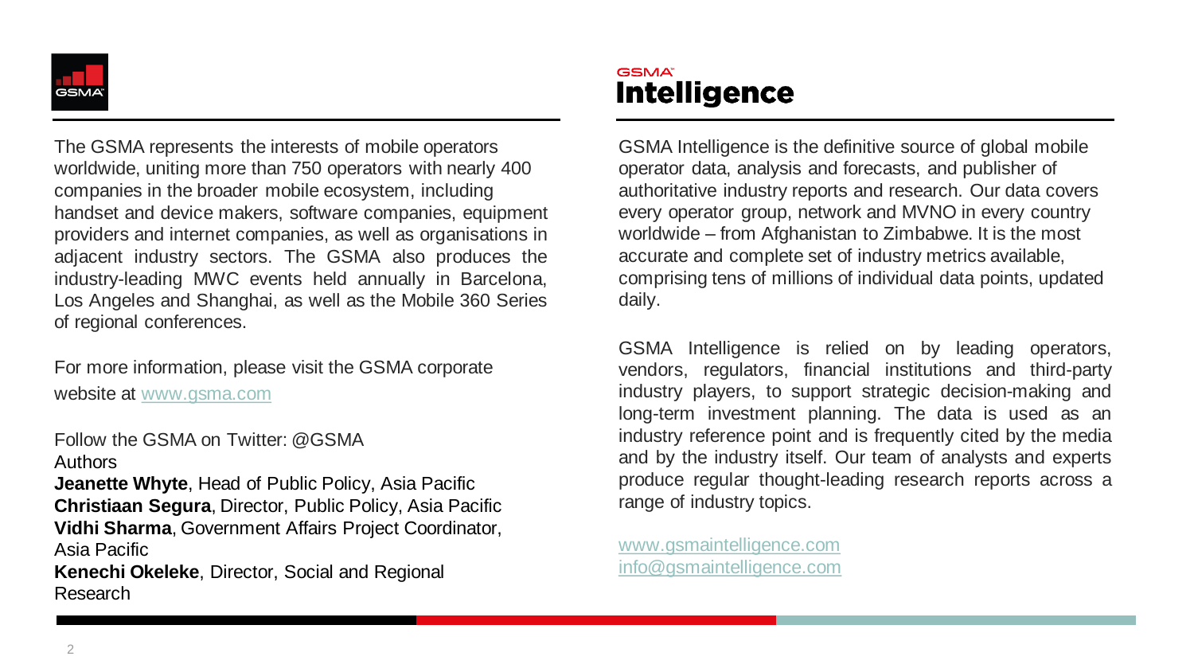The GSMA represents the interests of mobile operators worldwide, uniting more than 750 operators with nearly 400 companies in the broader mobile ecosystem, including handset and device makers, software companies, equipment providers and internet companies, as well as organisations in adjacent industry sectors. The GSMA also produces the industry-leading MWC events held annually in Barcelona, Los Angeles and Shanghai, as well as the Mobile 360 Series of regional conferences.

For more information, please visit the GSMA corporate website at [www.gsma.com](http://www.gsma.com)

Follow the GSMA on Twitter: @GSMA

Authors

**Jeanette Whyte**, Head of Public Policy, Asia Pacific
**Christiaan Segura**, Director, Public Policy, Asia Pacific
**Vidhi Sharma**, Government Affairs Project Coordinator, Asia Pacific
**Kenechi Okeleke**, Director, Social and Regional Research

GSMA Intelligence

GSMA Intelligence is the definitive source of global mobile operator data, analysis and forecasts, and publisher of authoritative industry reports and research. Our data covers every operator group, network and MVNO in every country worldwide – from Afghanistan to Zimbabwe. It is the most accurate and complete set of industry metrics available, comprising tens of millions of individual data points, updated daily.

GSMA Intelligence is relied on by leading operators, vendors, regulators, financial institutions and third-party industry players, to support strategic decision-making and long-term investment planning. The data is used as an industry reference point and is frequently cited by the media and by the industry itself. Our team of analysts and experts produce regular thought-leading research reports across a range of industry topics.

[www.gsmaintelligence.com](http://www.gsmaintelligence.com)
[info@gsmaintelligence.com](mailto:info@gsmaintelligence.com)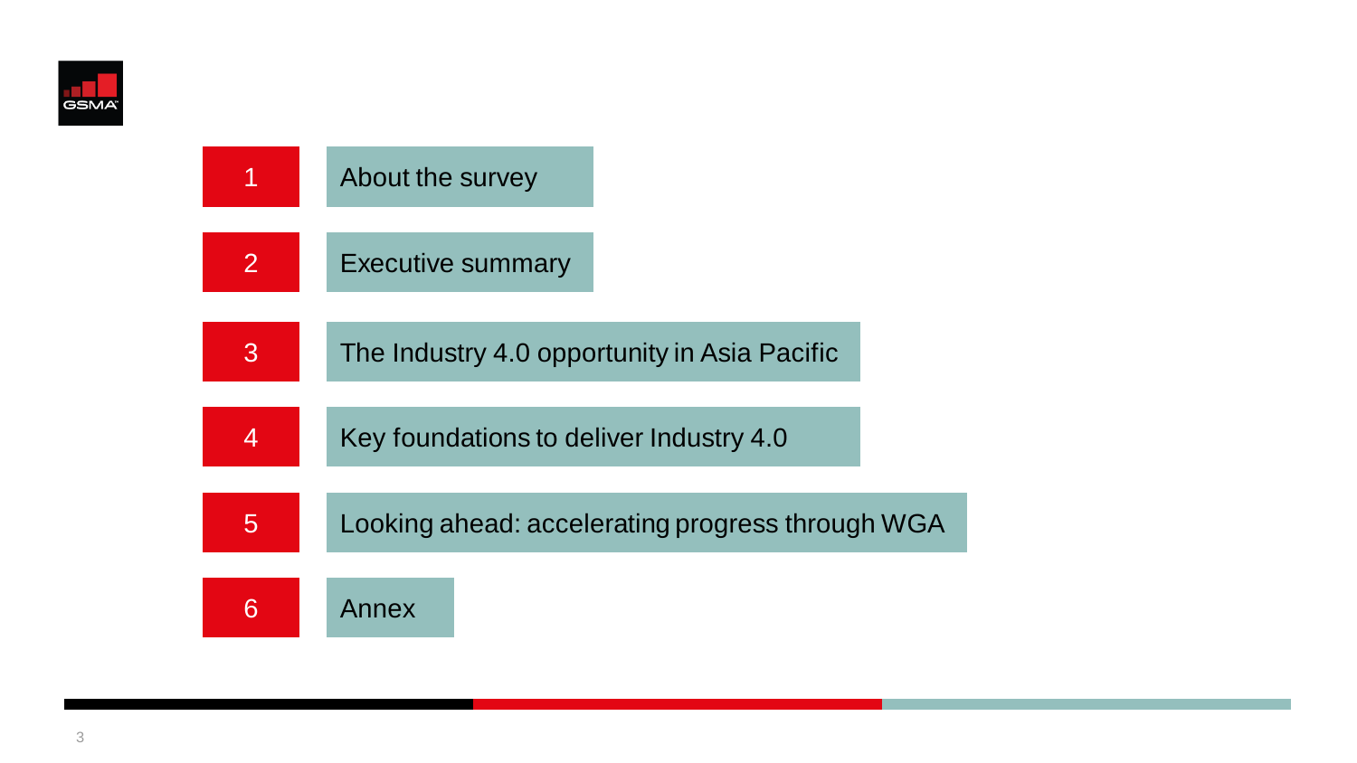1. About the survey
2. Executive summary
3. The Industry 4.0 opportunity in Asia Pacific
4. Key foundations to deliver Industry 4.0
5. Looking ahead: accelerating progress through WGA
6. Annex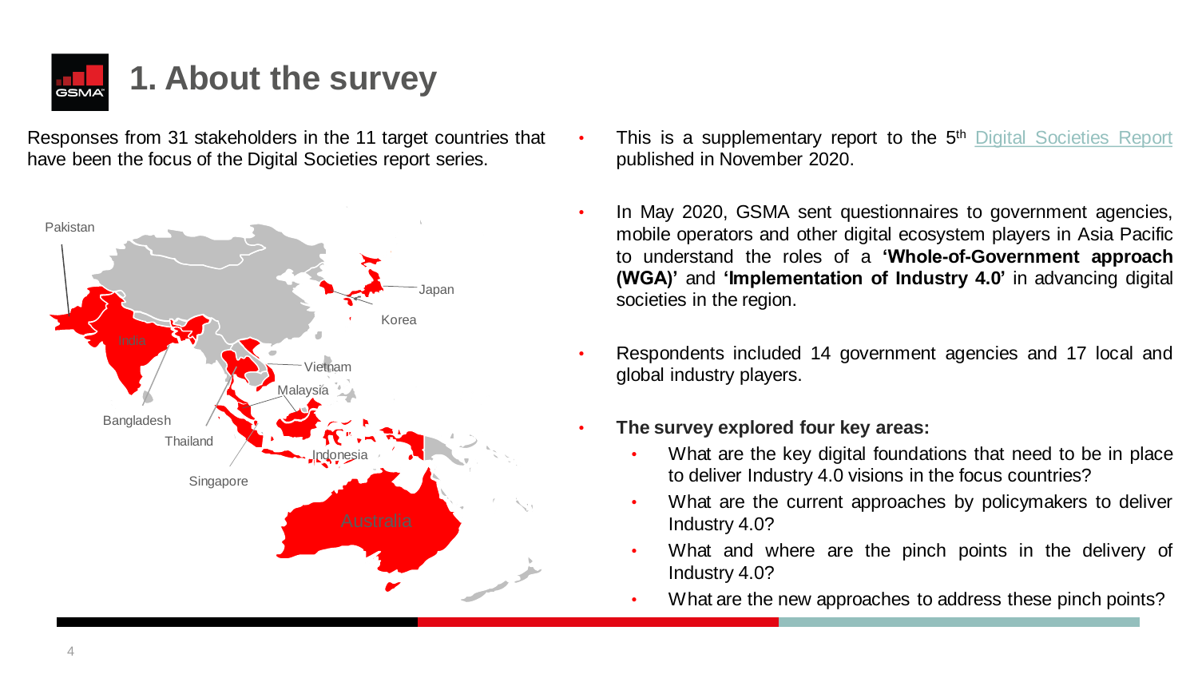# 1. About the survey

Responses from 31 stakeholders in the 11 target countries that have been the focus of the Digital Societies report series.

Pakistan, India, Bangladesh, Thailand, Singapore, Vietnam, Malaysia, Indonesia, Australia, Japan, Korea

- This is a supplementary report to the 5th Digital Societies Report published in November 2020.
- In May 2020, GSMA sent questionnaires to government agencies, mobile operators and other digital ecosystem players in Asia Pacific to understand the roles of a **'Whole-of-Government approach (WGA)'** and **'Implementation of Industry 4.0'** in advancing digital societies in the region.
- Respondents included 14 government agencies and 17 local and global industry players.
- **The survey explored four key areas:**
  - What are the key digital foundations that need to be in place to deliver Industry 4.0 visions in the focus countries?
  - What are the current approaches by policymakers to deliver Industry 4.0?
  - What and where are the pinch points in the delivery of Industry 4.0?
  - What are the new approaches to address these pinch points?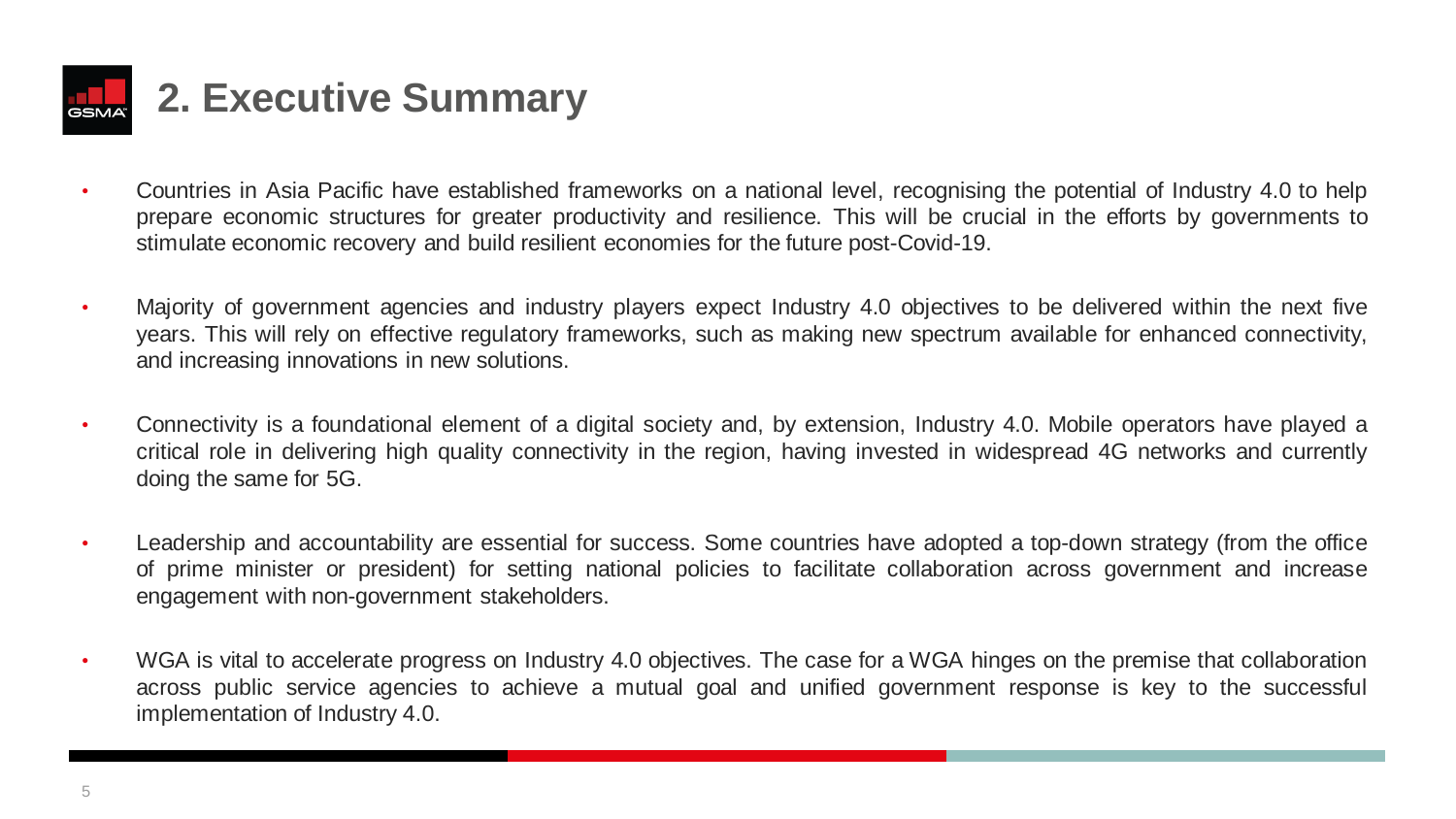# 2. Executive Summary

- Countries in Asia Pacific have established frameworks on a national level, recognising the potential of Industry 4.0 to help prepare economic structures for greater productivity and resilience. This will be crucial in the efforts by governments to stimulate economic recovery and build resilient economies for the future post-Covid-19.

- Majority of government agencies and industry players expect Industry 4.0 objectives to be delivered within the next five years. This will rely on effective regulatory frameworks, such as making new spectrum available for enhanced connectivity, and increasing innovations in new solutions.

- Connectivity is a foundational element of a digital society and, by extension, Industry 4.0. Mobile operators have played a critical role in delivering high quality connectivity in the region, having invested in widespread 4G networks and currently doing the same for 5G.

- Leadership and accountability are essential for success. Some countries have adopted a top-down strategy (from the office of prime minister or president) for setting national policies to facilitate collaboration across government and increase engagement with non-government stakeholders.

- WGA is vital to accelerate progress on Industry 4.0 objectives. The case for a WGA hinges on the premise that collaboration across public service agencies to achieve a mutual goal and unified government response is key to the successful implementation of Industry 4.0.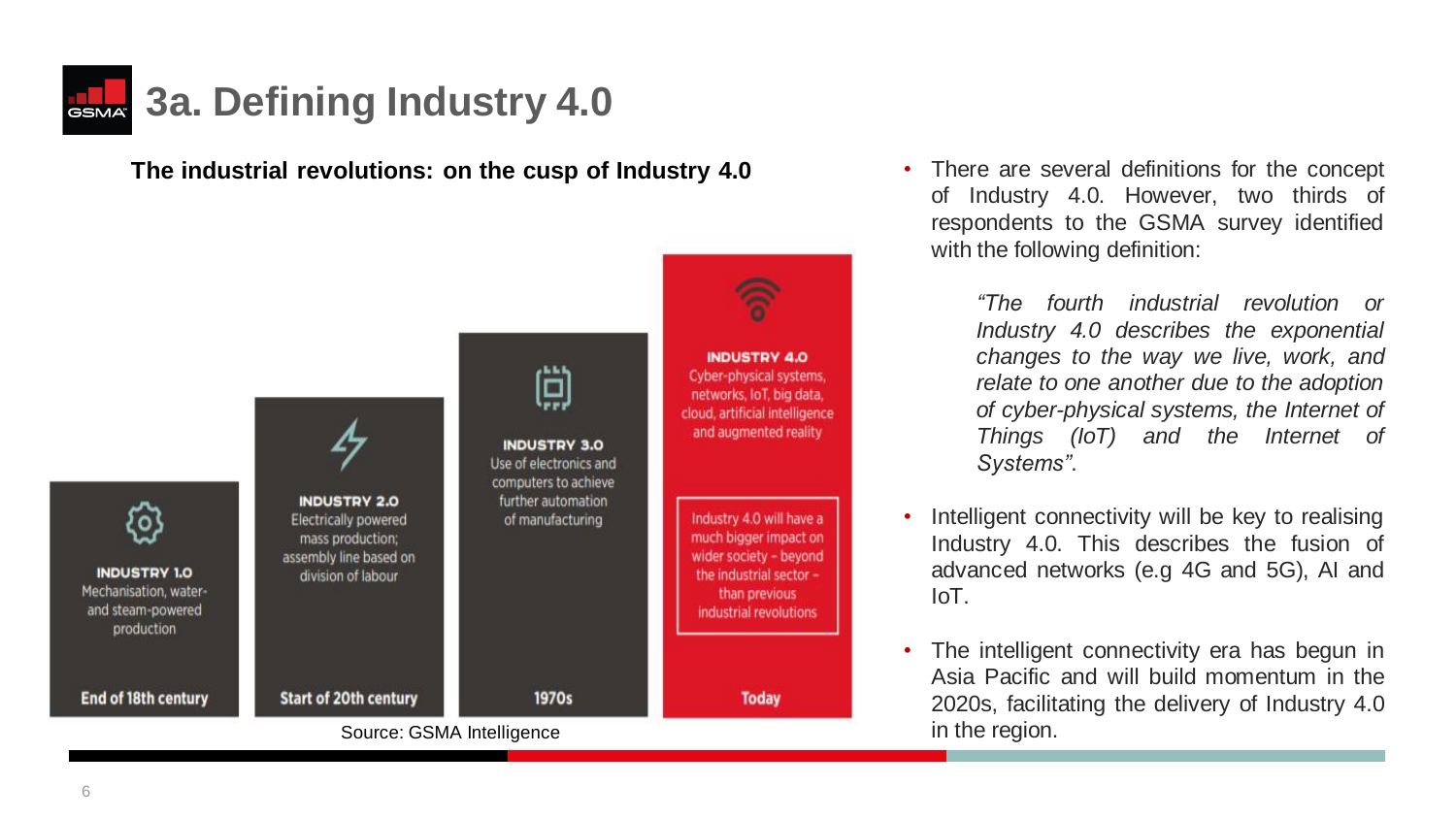# 3a. Defining Industry 4.0

**The industrial revolutions: on the cusp of Industry 4.0**

**INDUSTRY 1.0**
Mechanisation, water- and steam-powered production
End of 18th century

**INDUSTRY 2.0**
Electrically powered mass production; assembly line based on division of labour
Start of 20th century

**INDUSTRY 3.0**
Use of electronics and computers to achieve further automation of manufacturing
1970s

**INDUSTRY 4.0**
Cyber-physical systems, networks, IoT, big data, cloud, artificial intelligence and augmented reality

Industry 4.0 will have a much bigger impact on wider society – beyond the industrial sector – than previous industrial revolutions

Today

Source: GSMA Intelligence

- There are several definitions for the concept of Industry 4.0. However, two thirds of respondents to the GSMA survey identified with the following definition:

  *"The fourth industrial revolution or Industry 4.0 describes the exponential changes to the way we live, work, and relate to one another due to the adoption of cyber-physical systems, the Internet of Things (IoT) and the Internet of Systems".*

- Intelligent connectivity will be key to realising Industry 4.0. This describes the fusion of advanced networks (e.g 4G and 5G), AI and IoT.
- The intelligent connectivity era has begun in Asia Pacific and will build momentum in the 2020s, facilitating the delivery of Industry 4.0 in the region.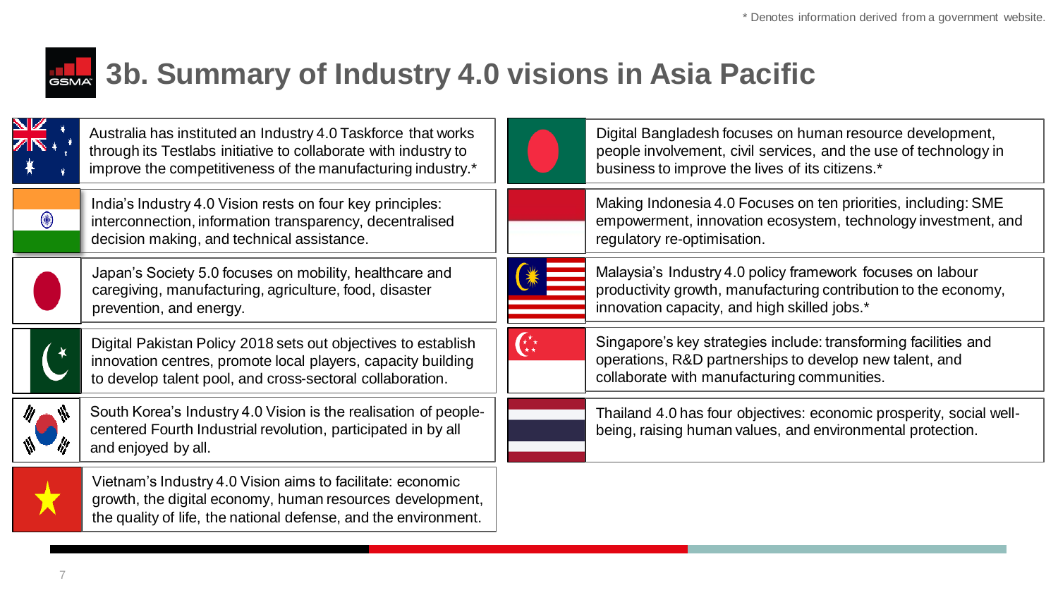\* Denotes information derived from a government website.

# 3b. Summary of Industry 4.0 visions in Asia Pacific

Australia has instituted an Industry 4.0 Taskforce that works through its Testlabs initiative to collaborate with industry to improve the competitiveness of the manufacturing industry.*

India's Industry 4.0 Vision rests on four key principles: interconnection, information transparency, decentralised decision making, and technical assistance.

Japan's Society 5.0 focuses on mobility, healthcare and caregiving, manufacturing, agriculture, food, disaster prevention, and energy.

Digital Pakistan Policy 2018 sets out objectives to establish innovation centres, promote local players, capacity building to develop talent pool, and cross-sectoral collaboration.

South Korea's Industry 4.0 Vision is the realisation of people-centered Fourth Industrial revolution, participated in by all and enjoyed by all.

Vietnam's Industry 4.0 Vision aims to facilitate: economic growth, the digital economy, human resources development, the quality of life, the national defense, and the environment.

Digital Bangladesh focuses on human resource development, people involvement, civil services, and the use of technology in business to improve the lives of its citizens.*

Making Indonesia 4.0 Focuses on ten priorities, including: SME empowerment, innovation ecosystem, technology investment, and regulatory re-optimisation.

Malaysia's Industry 4.0 policy framework focuses on labour productivity growth, manufacturing contribution to the economy, innovation capacity, and high skilled jobs.*

Singapore's key strategies include: transforming facilities and operations, R&D partnerships to develop new talent, and collaborate with manufacturing communities.

Thailand 4.0 has four objectives: economic prosperity, social well-being, raising human values, and environmental protection.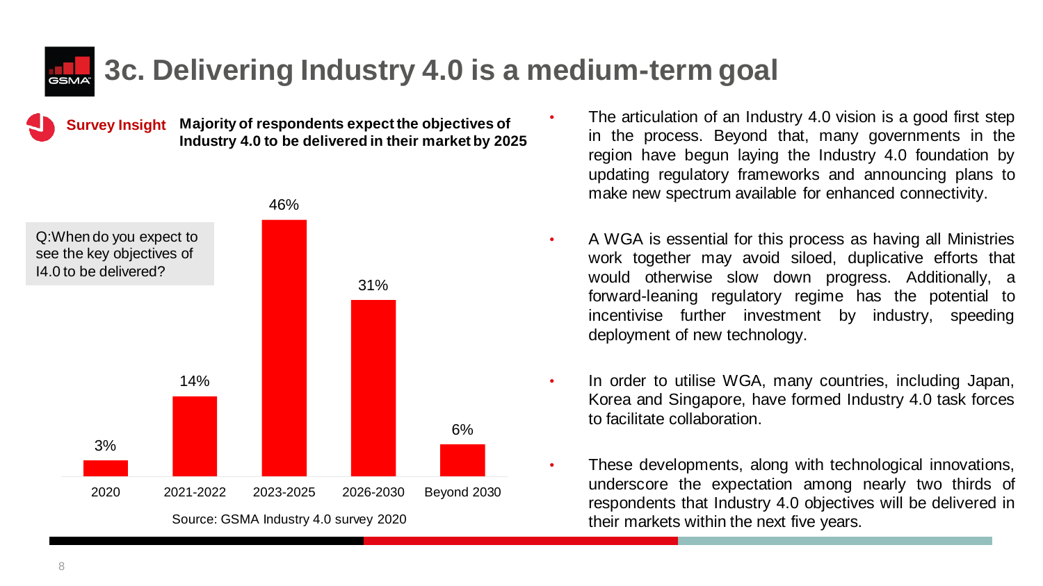# 3c. Delivering Industry 4.0 is a medium-term goal

**Survey Insight** **Majority of respondents expect the objectives of Industry 4.0 to be delivered in their market by 2025**

Q:When do you expect to see the key objectives of I4.0 to be delivered?

| 2020 | 2021-2022 | 2023-2025 | 2026-2030 | Beyond 2030 |
|---|---|---|---|---|
| 3% | 14% | 46% | 31% | 6% |

Source: GSMA Industry 4.0 survey 2020

- The articulation of an Industry 4.0 vision is a good first step in the process. Beyond that, many governments in the region have begun laying the Industry 4.0 foundation by updating regulatory frameworks and announcing plans to make new spectrum available for enhanced connectivity.
- A WGA is essential for this process as having all Ministries work together may avoid siloed, duplicative efforts that would otherwise slow down progress. Additionally, a forward-leaning regulatory regime has the potential to incentivise further investment by industry, speeding deployment of new technology.
- In order to utilise WGA, many countries, including Japan, Korea and Singapore, have formed Industry 4.0 task forces to facilitate collaboration.
- These developments, along with technological innovations, underscore the expectation among nearly two thirds of respondents that Industry 4.0 objectives will be delivered in their markets within the next five years.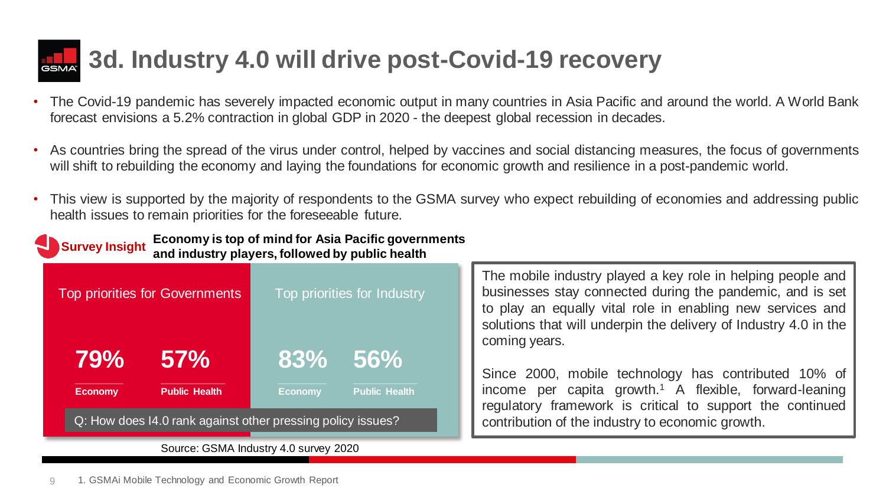# 3d. Industry 4.0 will drive post-Covid-19 recovery

- The Covid-19 pandemic has severely impacted economic output in many countries in Asia Pacific and around the world. A World Bank forecast envisions a 5.2% contraction in global GDP in 2020 - the deepest global recession in decades.
- As countries bring the spread of the virus under control, helped by vaccines and social distancing measures, the focus of governments will shift to rebuilding the economy and laying the foundations for economic growth and resilience in a post-pandemic world.
- This view is supported by the majority of respondents to the GSMA survey who expect rebuilding of economies and addressing public health issues to remain priorities for the foreseeable future.

**Survey Insight** **Economy is top of mind for Asia Pacific governments and industry players, followed by public health**

| Top priorities for Governments | | Top priorities for Industry | |
|---|---|---|---|
| **79%** | **57%** | **83%** | **56%** |
| **Economy** | **Public Health** | **Economy** | **Public Health** |

Q: How does I4.0 rank against other pressing policy issues?

Source: GSMA Industry 4.0 survey 2020

The mobile industry played a key role in helping people and businesses stay connected during the pandemic, and is set to play an equally vital role in enabling new services and solutions that will underpin the delivery of Industry 4.0 in the coming years.

Since 2000, mobile technology has contributed 10% of income per capita growth.[1] A flexible, forward-leaning regulatory framework is critical to support the continued contribution of the industry to economic growth.

1. GSMAi Mobile Technology and Economic Growth Report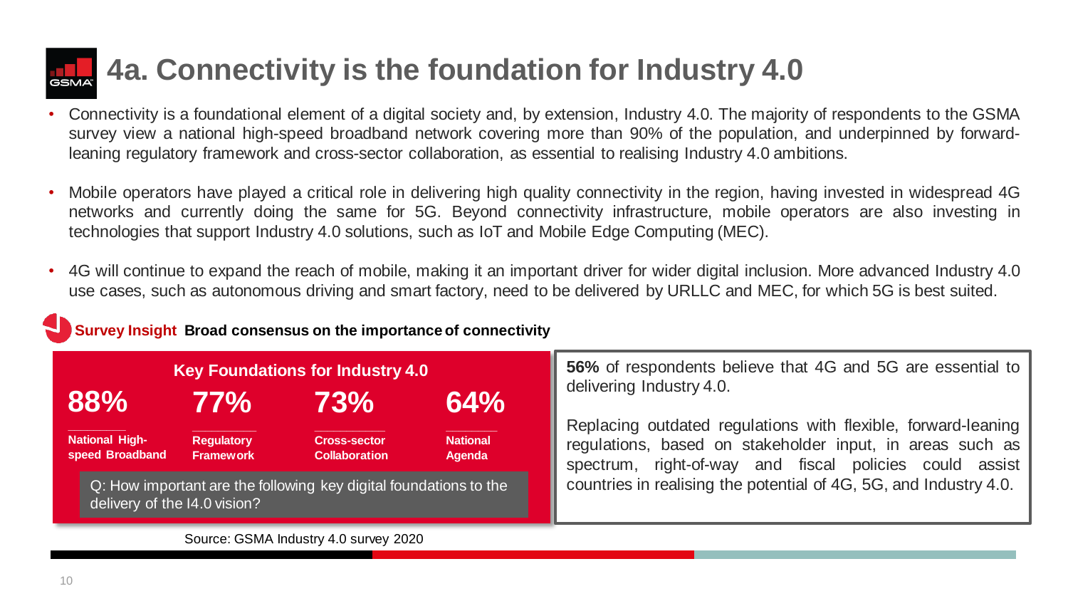# 4a. Connectivity is the foundation for Industry 4.0

- Connectivity is a foundational element of a digital society and, by extension, Industry 4.0. The majority of respondents to the GSMA survey view a national high-speed broadband network covering more than 90% of the population, and underpinned by forward-leaning regulatory framework and cross-sector collaboration, as essential to realising Industry 4.0 ambitions.
- Mobile operators have played a critical role in delivering high quality connectivity in the region, having invested in widespread 4G networks and currently doing the same for 5G. Beyond connectivity infrastructure, mobile operators are also investing in technologies that support Industry 4.0 solutions, such as IoT and Mobile Edge Computing (MEC).
- 4G will continue to expand the reach of mobile, making it an important driver for wider digital inclusion. More advanced Industry 4.0 use cases, such as autonomous driving and smart factory, need to be delivered by URLLC and MEC, for which 5G is best suited.

**Survey Insight** **Broad consensus on the importance of connectivity**

**Key Foundations for Industry 4.0**

| 88% | 77% | 73% | 64% |
|---|---|---|---|
| **National High-speed Broadband** | **Regulatory Framework** | **Cross-sector Collaboration** | **National Agenda** |

Q: How important are the following key digital foundations to the delivery of the I4.0 vision?

Source: GSMA Industry 4.0 survey 2020

**56%** of respondents believe that 4G and 5G are essential to delivering Industry 4.0.

Replacing outdated regulations with flexible, forward-leaning regulations, based on stakeholder input, in areas such as spectrum, right-of-way and fiscal policies could assist countries in realising the potential of 4G, 5G, and Industry 4.0.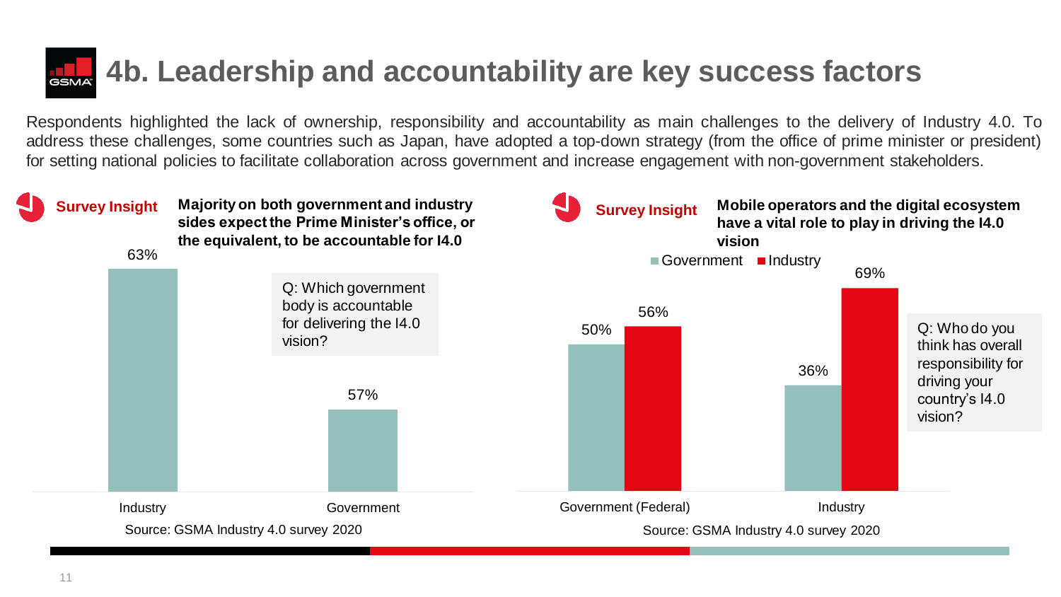# 4b. Leadership and accountability are key success factors

Respondents highlighted the lack of ownership, responsibility and accountability as main challenges to the delivery of Industry 4.0. To address these challenges, some countries such as Japan, have adopted a top-down strategy (from the office of prime minister or president) for setting national policies to facilitate collaboration across government and increase engagement with non-government stakeholders.

**Survey Insight** **Majority on both government and industry sides expect the Prime Minister's office, or the equivalent, to be accountable for I4.0**

Q: Which government body is accountable for delivering the I4.0 vision?

| | Industry | Government |
| --- | --- | --- |
| | 63% | 57% |

Source: GSMA Industry 4.0 survey 2020

**Survey Insight** **Mobile operators and the digital ecosystem have a vital role to play in driving the I4.0 vision**

Q: Who do you think has overall responsibility for driving your country's I4.0 vision?

| | Government | Industry |
| --- | --- | --- |
| Government (Federal) | 50% | 56% |
| Industry | 36% | 69% |

Source: GSMA Industry 4.0 survey 2020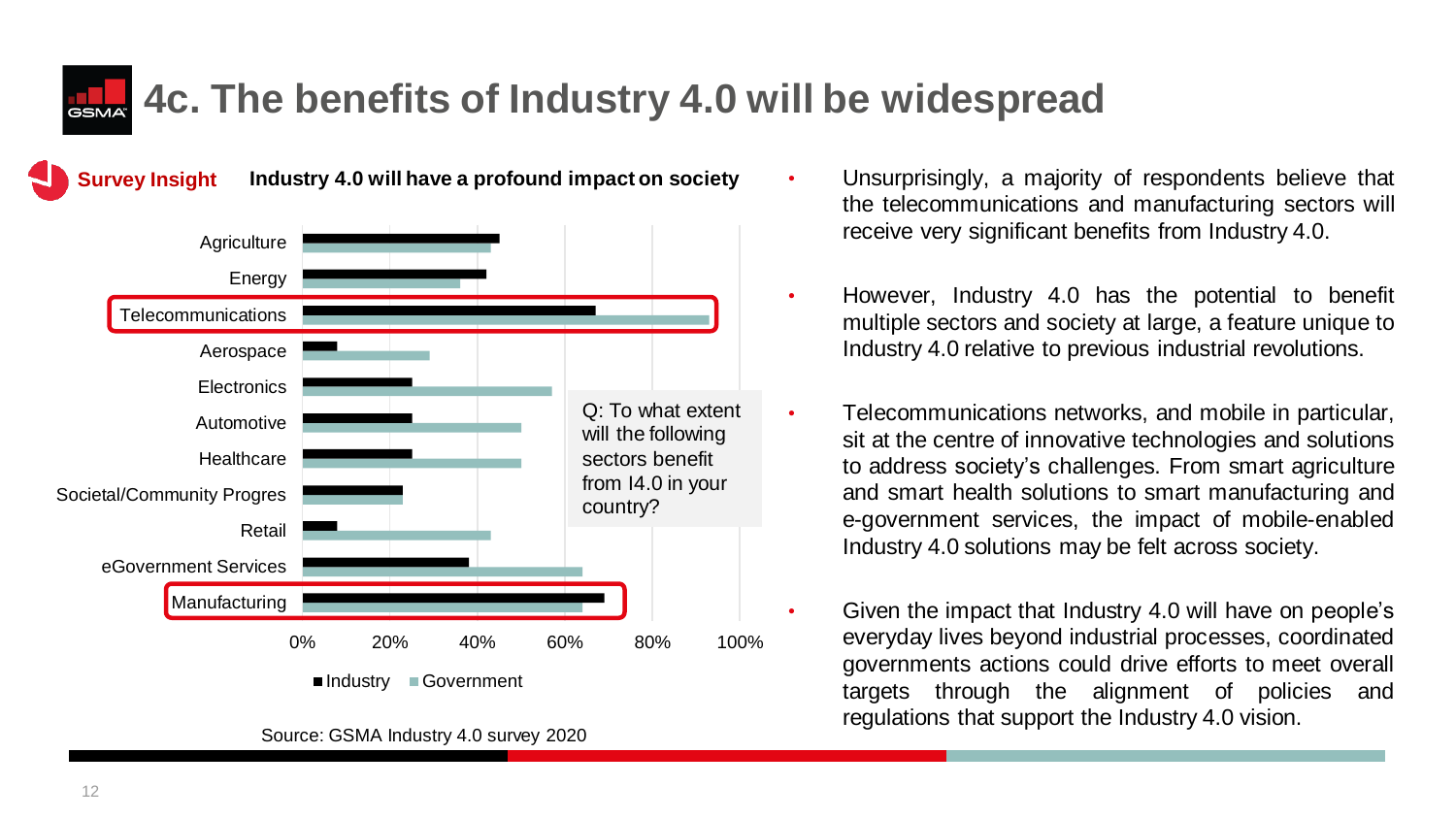# 4c. The benefits of Industry 4.0 will be widespread

**Survey Insight** **Industry 4.0 will have a profound impact on society**

| Sector | Industry | Government |
| --- | --- | --- |
| Agriculture | 45% | 43% |
| Energy | 42% | 36% |
| Telecommunications | 67% | 93% |
| Aerospace | 8% | 29% |
| Electronics | 25% | 57% |
| Automotive | 25% | 50% |
| Healthcare | 25% | 50% |
| Societal/Community Progres | 23% | 23% |
| Retail | 8% | 43% |
| eGovernment Services | 38% | 64% |
| Manufacturing | 69% | 64% |

Q: To what extent will the following sectors benefit from I4.0 in your country?

Source: GSMA Industry 4.0 survey 2020

- Unsurprisingly, a majority of respondents believe that the telecommunications and manufacturing sectors will receive very significant benefits from Industry 4.0.
- However, Industry 4.0 has the potential to benefit multiple sectors and society at large, a feature unique to Industry 4.0 relative to previous industrial revolutions.
- Telecommunications networks, and mobile in particular, sit at the centre of innovative technologies and solutions to address society's challenges. From smart agriculture and smart health solutions to smart manufacturing and e-government services, the impact of mobile-enabled Industry 4.0 solutions may be felt across society.
- Given the impact that Industry 4.0 will have on people's everyday lives beyond industrial processes, coordinated governments actions could drive efforts to meet overall targets through the alignment of policies and regulations that support the Industry 4.0 vision.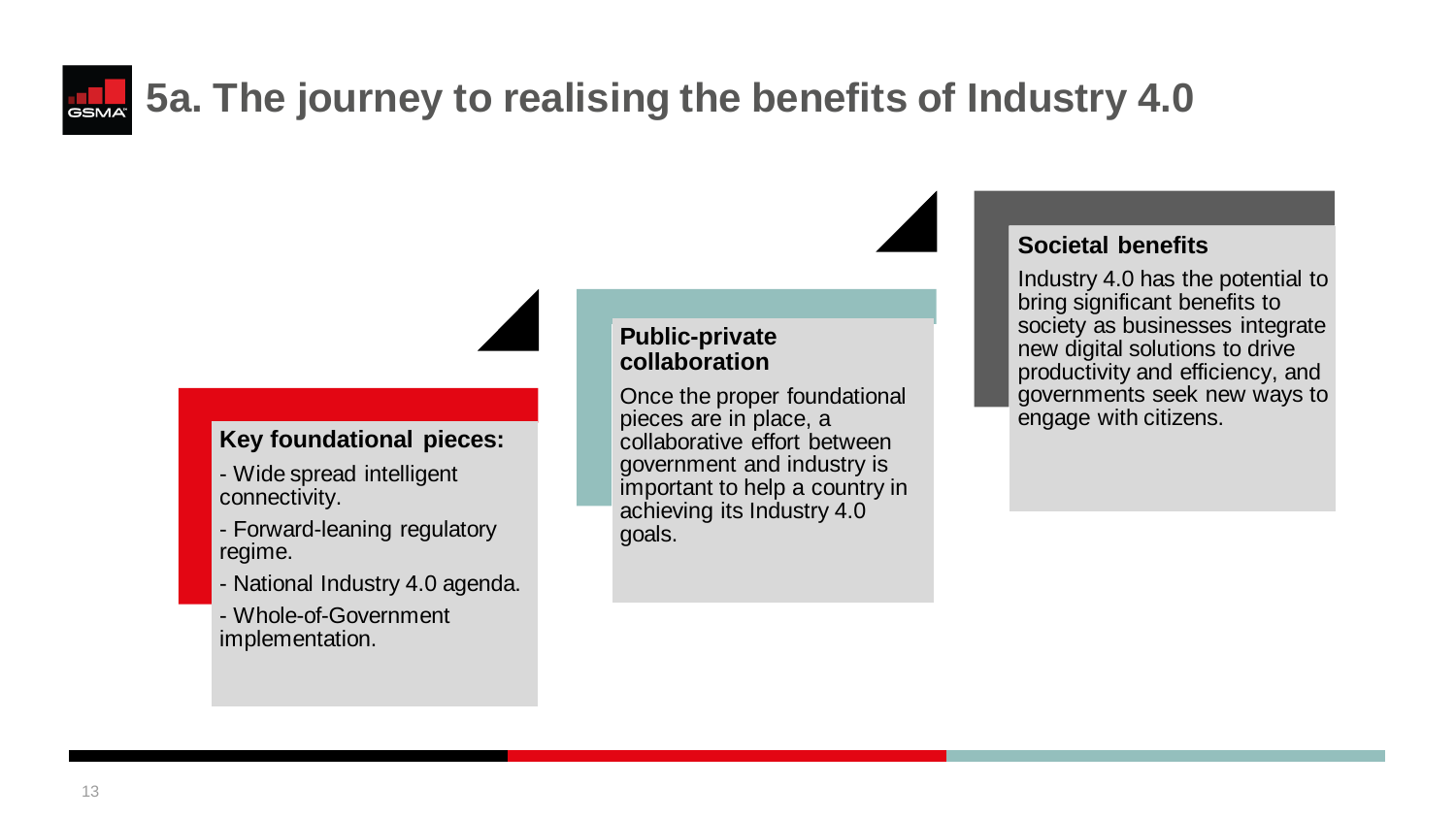# 5a. The journey to realising the benefits of Industry 4.0

**Key foundational pieces:**

- Wide spread intelligent connectivity.
- Forward-leaning regulatory regime.
- National Industry 4.0 agenda.
- Whole-of-Government implementation.

**Public-private collaboration**

Once the proper foundational pieces are in place, a collaborative effort between government and industry is important to help a country in achieving its Industry 4.0 goals.

**Societal benefits**

Industry 4.0 has the potential to bring significant benefits to society as businesses integrate new digital solutions to drive productivity and efficiency, and governments seek new ways to engage with citizens.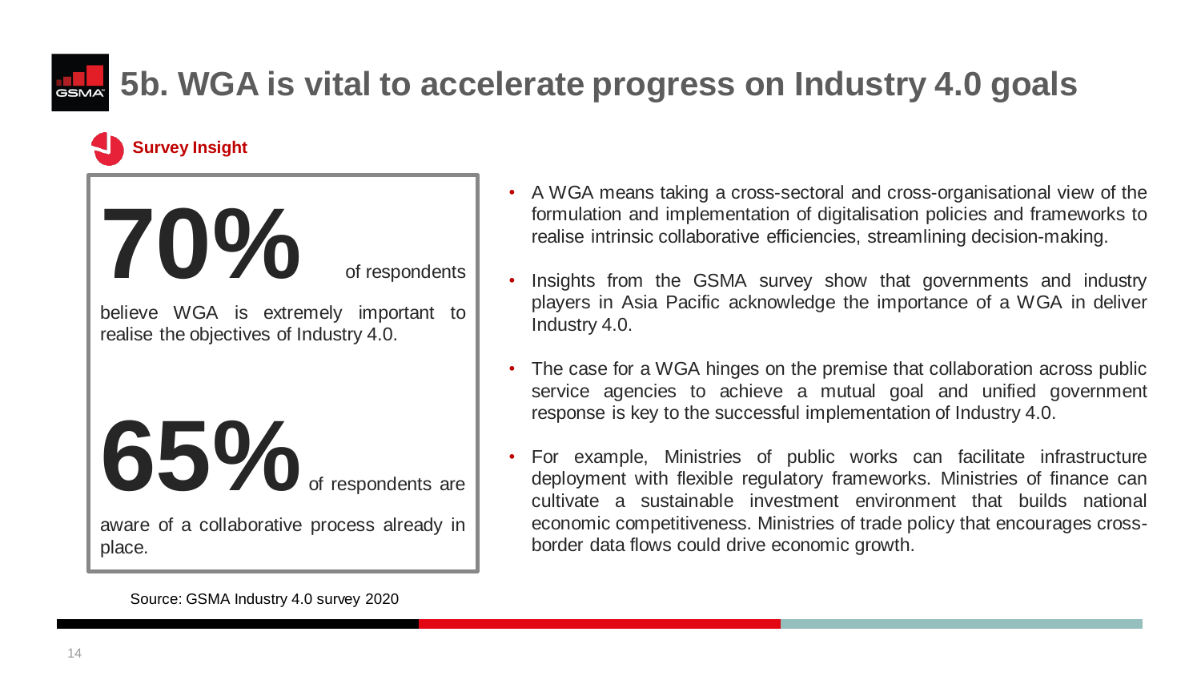# 5b. WGA is vital to accelerate progress on Industry 4.0 goals

**Survey Insight**

**70%** of respondents believe WGA is extremely important to realise the objectives of Industry 4.0.

**65%** of respondents are aware of a collaborative process already in place.

Source: GSMA Industry 4.0 survey 2020

- A WGA means taking a cross-sectoral and cross-organisational view of the formulation and implementation of digitalisation policies and frameworks to realise intrinsic collaborative efficiencies, streamlining decision-making.
- Insights from the GSMA survey show that governments and industry players in Asia Pacific acknowledge the importance of a WGA in deliver Industry 4.0.
- The case for a WGA hinges on the premise that collaboration across public service agencies to achieve a mutual goal and unified government response is key to the successful implementation of Industry 4.0.
- For example, Ministries of public works can facilitate infrastructure deployment with flexible regulatory frameworks. Ministries of finance can cultivate a sustainable investment environment that builds national economic competitiveness. Ministries of trade policy that encourages cross-border data flows could drive economic growth.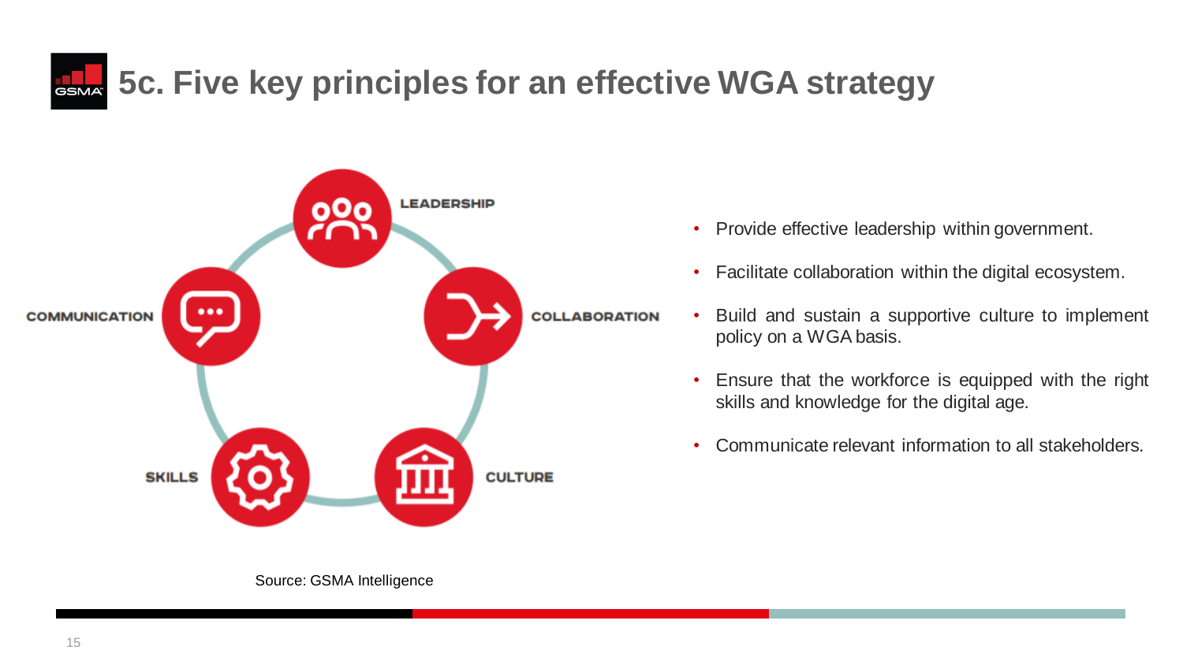# 5c. Five key principles for an effective WGA strategy

LEADERSHIP

COLLABORATION

CULTURE

SKILLS

COMMUNICATION

Source: GSMA Intelligence

- Provide effective leadership within government.
- Facilitate collaboration within the digital ecosystem.
- Build and sustain a supportive culture to implement policy on a WGA basis.
- Ensure that the workforce is equipped with the right skills and knowledge for the digital age.
- Communicate relevant information to all stakeholders.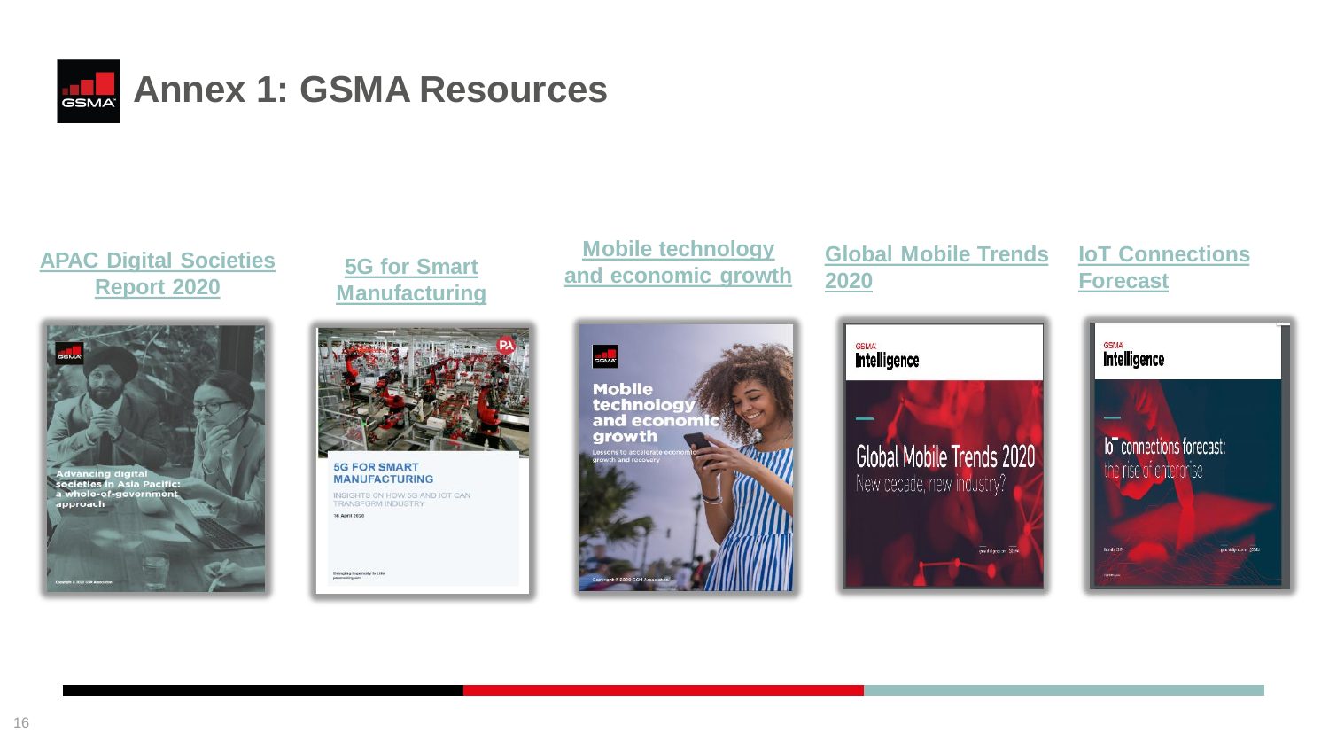# Annex 1: GSMA Resources

- APAC Digital Societies Report 2020
- 5G for Smart Manufacturing
- Mobile technology and economic growth
- Global Mobile Trends 2020
- IoT Connections Forecast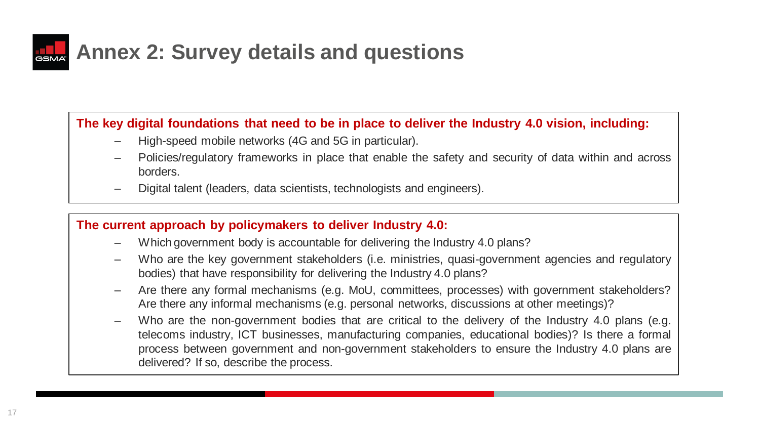# Annex 2: Survey details and questions

**The key digital foundations that need to be in place to deliver the Industry 4.0 vision, including:**

- High-speed mobile networks (4G and 5G in particular).
- Policies/regulatory frameworks in place that enable the safety and security of data within and across borders.
- Digital talent (leaders, data scientists, technologists and engineers).

**The current approach by policymakers to deliver Industry 4.0:**

- Which government body is accountable for delivering the Industry 4.0 plans?
- Who are the key government stakeholders (i.e. ministries, quasi-government agencies and regulatory bodies) that have responsibility for delivering the Industry 4.0 plans?
- Are there any formal mechanisms (e.g. MoU, committees, processes) with government stakeholders? Are there any informal mechanisms (e.g. personal networks, discussions at other meetings)?
- Who are the non-government bodies that are critical to the delivery of the Industry 4.0 plans (e.g. telecoms industry, ICT businesses, manufacturing companies, educational bodies)? Is there a formal process between government and non-government stakeholders to ensure the Industry 4.0 plans are delivered? If so, describe the process.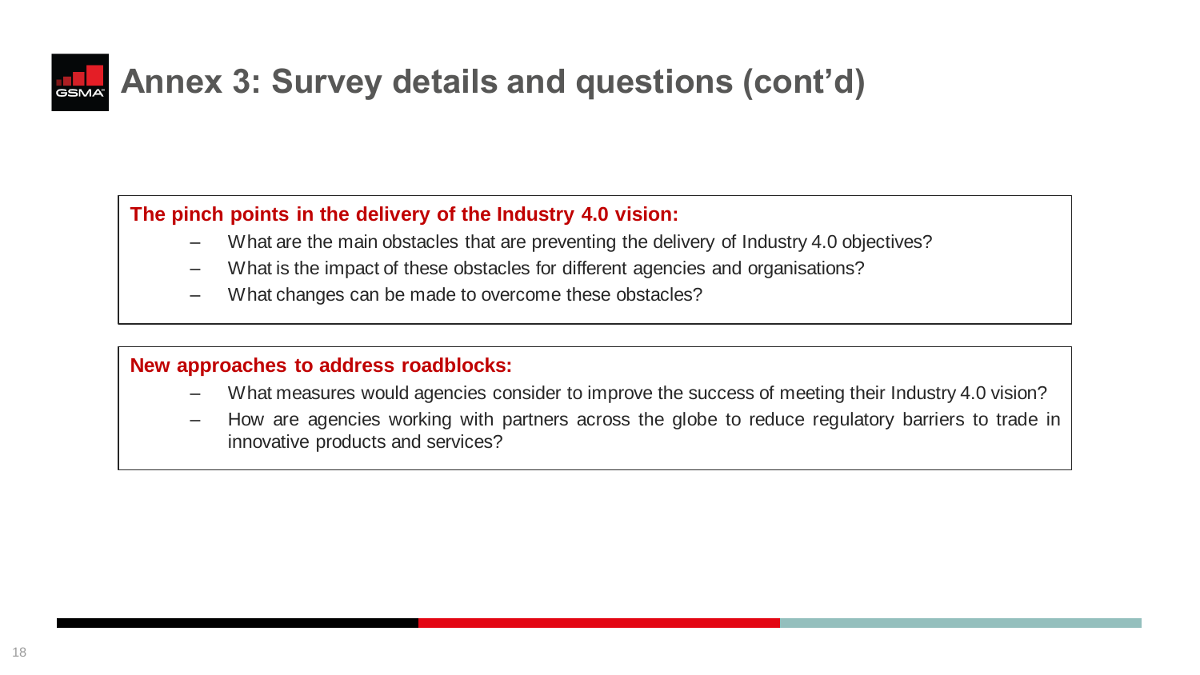# Annex 3: Survey details and questions (cont'd)

**The pinch points in the delivery of the Industry 4.0 vision:**

- What are the main obstacles that are preventing the delivery of Industry 4.0 objectives?
- What is the impact of these obstacles for different agencies and organisations?
- What changes can be made to overcome these obstacles?

**New approaches to address roadblocks:**

- What measures would agencies consider to improve the success of meeting their Industry 4.0 vision?
- How are agencies working with partners across the globe to reduce regulatory barriers to trade in innovative products and services?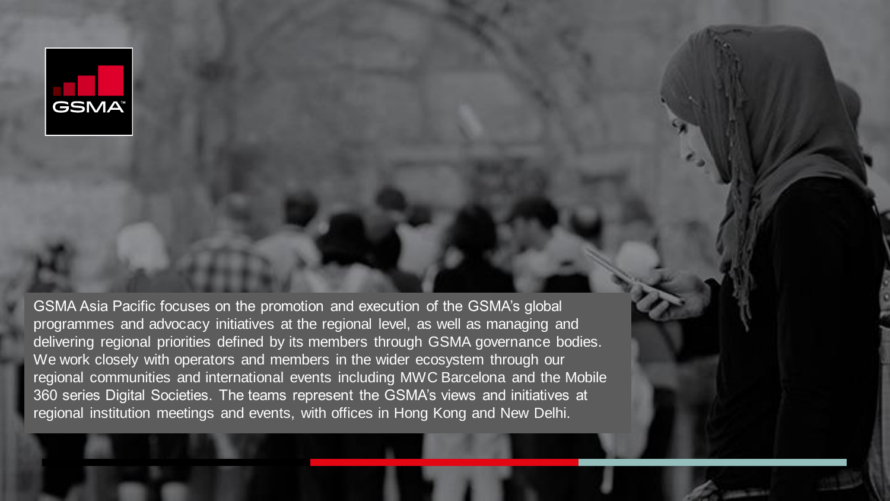GSMA Asia Pacific focuses on the promotion and execution of the GSMA's global programmes and advocacy initiatives at the regional level, as well as managing and delivering regional priorities defined by its members through GSMA governance bodies. We work closely with operators and members in the wider ecosystem through our regional communities and international events including MWC Barcelona and the Mobile 360 series Digital Societies. The teams represent the GSMA's views and initiatives at regional institution meetings and events, with offices in Hong Kong and New Delhi.